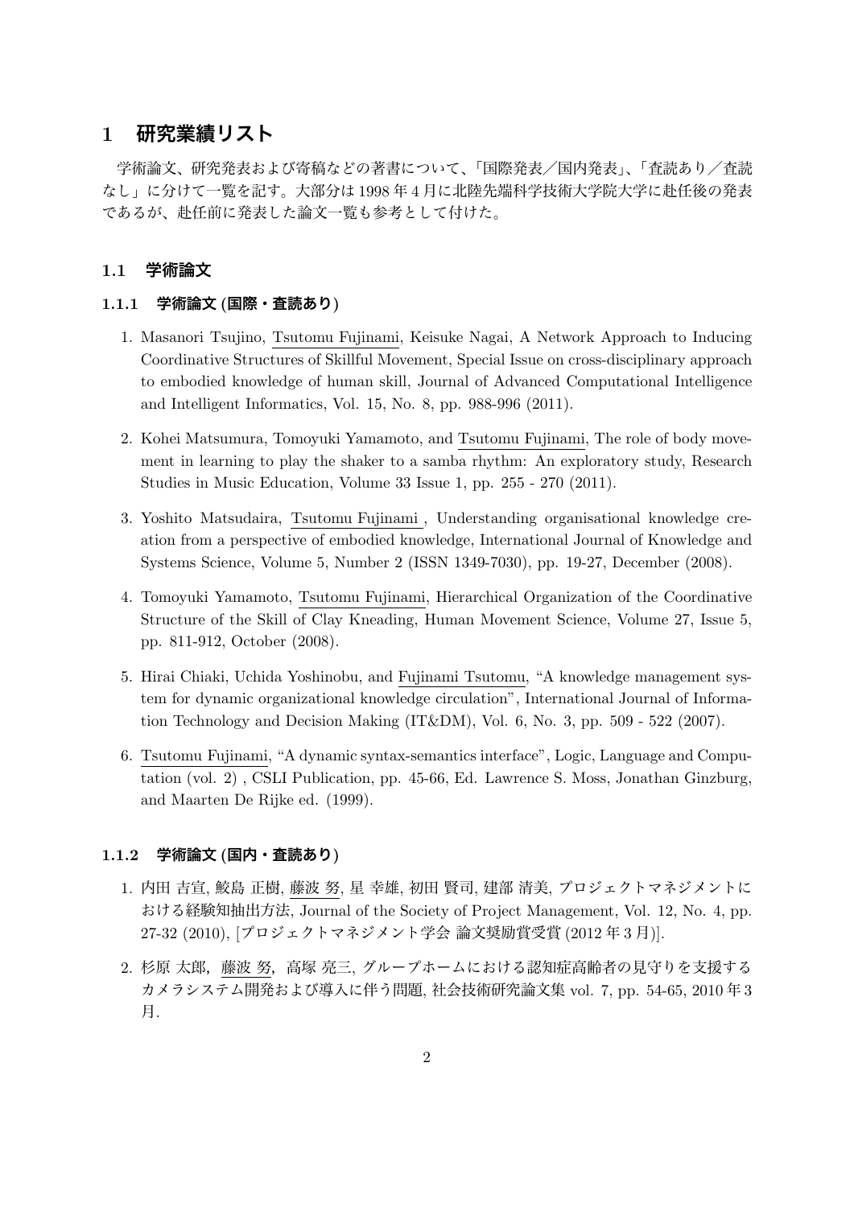# 1 研究業績リスト

学術論文、研究発表および寄稿などの著書について、「国際発表／国内発表」、「査読あり／査読なし」に分けて一覧を記す。大部分は 1998 年 4 月に北陸先端科学技術大学院大学に赴任後の発表であるが、赴任前に発表した論文一覧も参考として付けた。

## 1.1 学術論文

### 1.1.1 学術論文 (国際・査読あり)

1. Masanori Tsujino, Tsutomu Fujinami, Keisuke Nagai, A Network Approach to Inducing Coordinative Structures of Skillful Movement, Special Issue on cross-disciplinary approach to embodied knowledge of human skill, Journal of Advanced Computational Intelligence and Intelligent Informatics, Vol. 15, No. 8, pp. 988-996 (2011).

2. Kohei Matsumura, Tomoyuki Yamamoto, and Tsutomu Fujinami, The role of body movement in learning to play the shaker to a samba rhythm: An exploratory study, Research Studies in Music Education, Volume 33 Issue 1, pp. 255 - 270 (2011).

3. Yoshito Matsudaira, Tsutomu Fujinami , Understanding organisational knowledge creation from a perspective of embodied knowledge, International Journal of Knowledge and Systems Science, Volume 5, Number 2 (ISSN 1349-7030), pp. 19-27, December (2008).

4. Tomoyuki Yamamoto, Tsutomu Fujinami, Hierarchical Organization of the Coordinative Structure of the Skill of Clay Kneading, Human Movement Science, Volume 27, Issue 5, pp. 811-912, October (2008).

5. Hirai Chiaki, Uchida Yoshinobu, and Fujinami Tsutomu, "A knowledge management system for dynamic organizational knowledge circulation", International Journal of Information Technology and Decision Making (IT&DM), Vol. 6, No. 3, pp. 509 - 522 (2007).

6. Tsutomu Fujinami, "A dynamic syntax-semantics interface", Logic, Language and Computation (vol. 2) , CSLI Publication, pp. 45-66, Ed. Lawrence S. Moss, Jonathan Ginzburg, and Maarten De Rijke ed. (1999).

### 1.1.2 学術論文 (国内・査読あり)

1. 内田 吉宣, 鮫島 正樹, 藤波 努, 星 幸雄, 初田 賢司, 建部 清美, プロジェクトマネジメントにおける経験知抽出方法, Journal of the Society of Project Management, Vol. 12, No. 4, pp. 27-32 (2010), [プロジェクトマネジメント学会 論文奨励賞受賞 (2012 年 3 月)].

2. 杉原 太郎, 藤波 努, 高塚 亮三, グループホームにおける認知症高齢者の見守りを支援するカメラシステム開発および導入に伴う問題, 社会技術研究論文集 vol. 7, pp. 54-65, 2010 年 3 月.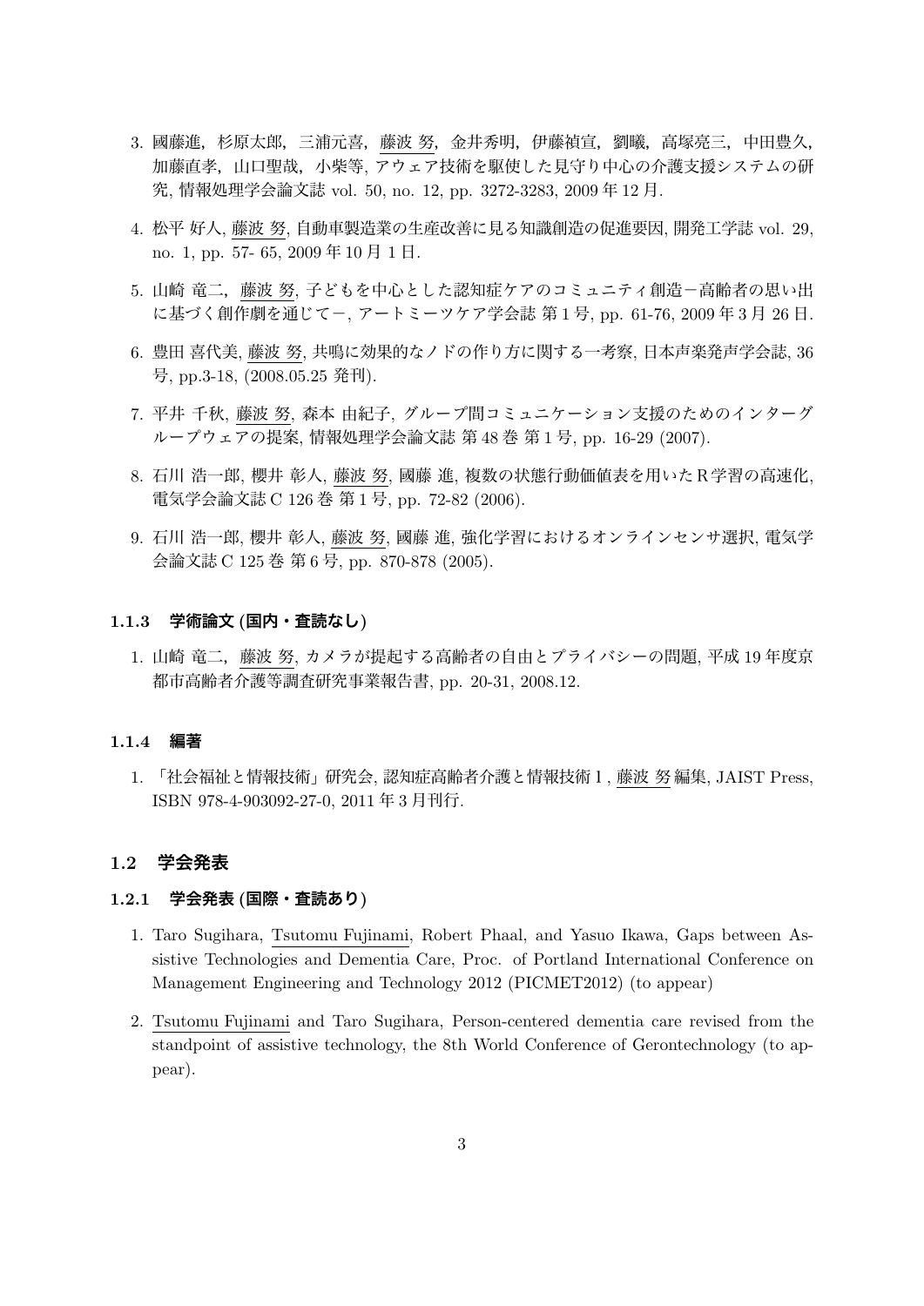3. 國藤進，杉原太郎，三浦元喜，藤波 努，金井秀明，伊藤禎宣，劉曦，高塚亮三，中田豊久，加藤直孝，山口聖哉，小柴等, アウェア技術を駆使した見守り中心の介護支援システムの研究, 情報処理学会論文誌 vol. 50, no. 12, pp. 3272-3283, 2009 年 12 月.

4. 松平 好人, 藤波 努, 自動車製造業の生産改善に見る知識創造の促進要因, 開発工学誌 vol. 29, no. 1, pp. 57- 65, 2009 年 10 月 1 日.

5. 山崎 竜二，藤波 努, 子どもを中心とした認知症ケアのコミュニティ創造−高齢者の思い出に基づく創作劇を通じて−, アートミーツケア学会誌 第 1 号, pp. 61-76, 2009 年 3 月 26 日.

6. 豊田 喜代美, 藤波 努, 共鳴に効果的なノドの作り方に関する一考察, 日本声楽発声学会誌, 36 号, pp.3-18, (2008.05.25 発刊).

7. 平井 千秋, 藤波 努, 森本 由紀子, グループ間コミュニケーション支援のためのインターグループウェアの提案, 情報処理学会論文誌 第 48 巻 第 1 号, pp. 16-29 (2007).

8. 石川 浩一郎, 櫻井 彰人, 藤波 努, 國藤 進, 複数の状態行動価値表を用いた R 学習の高速化, 電気学会論文誌 C 126 巻 第 1 号, pp. 72-82 (2006).

9. 石川 浩一郎, 櫻井 彰人, 藤波 努, 國藤 進, 強化学習におけるオンラインセンサ選択, 電気学会論文誌 C 125 巻 第 6 号, pp. 870-878 (2005).

#### 1.1.3 学術論文 (国内・査読なし)

1. 山崎 竜二，藤波 努, カメラが提起する高齢者の自由とプライバシーの問題, 平成 19 年度京都市高齢者介護等調査研究事業報告書, pp. 20-31, 2008.12.

#### 1.1.4 編著

1. 「社会福祉と情報技術」研究会, 認知症高齢者介護と情報技術 I , 藤波 努 編集, JAIST Press, ISBN 978-4-903092-27-0, 2011 年 3 月刊行.

### 1.2 学会発表

#### 1.2.1 学会発表 (国際・査読あり)

1. Taro Sugihara, Tsutomu Fujinami, Robert Phaal, and Yasuo Ikawa, Gaps between Assistive Technologies and Dementia Care, Proc. of Portland International Conference on Management Engineering and Technology 2012 (PICMET2012) (to appear)

2. Tsutomu Fujinami and Taro Sugihara, Person-centered dementia care revised from the standpoint of assistive technology, the 8th World Conference of Gerontechnology (to appear).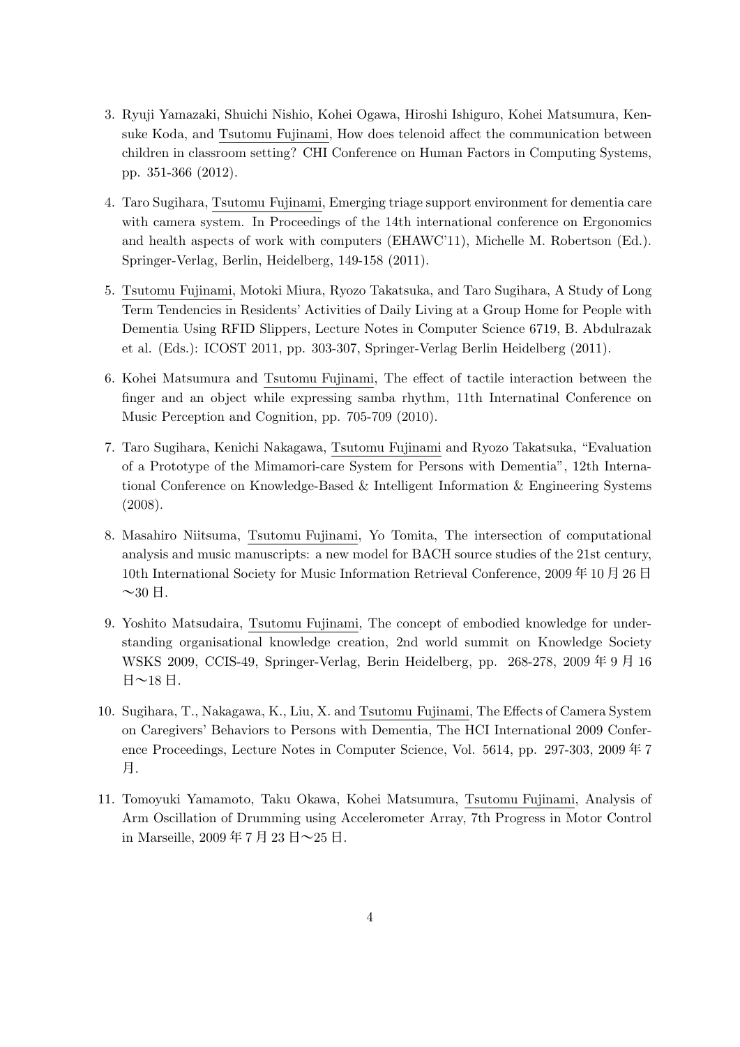3. Ryuji Yamazaki, Shuichi Nishio, Kohei Ogawa, Hiroshi Ishiguro, Kohei Matsumura, Kensuke Koda, and Tsutomu Fujinami, How does telenoid affect the communication between children in classroom setting? CHI Conference on Human Factors in Computing Systems, pp. 351-366 (2012).

4. Taro Sugihara, Tsutomu Fujinami, Emerging triage support environment for dementia care with camera system. In Proceedings of the 14th international conference on Ergonomics and health aspects of work with computers (EHAWC'11), Michelle M. Robertson (Ed.). Springer-Verlag, Berlin, Heidelberg, 149-158 (2011).

5. Tsutomu Fujinami, Motoki Miura, Ryozo Takatsuka, and Taro Sugihara, A Study of Long Term Tendencies in Residents' Activities of Daily Living at a Group Home for People with Dementia Using RFID Slippers, Lecture Notes in Computer Science 6719, B. Abdulrazak et al. (Eds.): ICOST 2011, pp. 303-307, Springer-Verlag Berlin Heidelberg (2011).

6. Kohei Matsumura and Tsutomu Fujinami, The effect of tactile interaction between the finger and an object while expressing samba rhythm, 11th Internatinal Conference on Music Perception and Cognition, pp. 705-709 (2010).

7. Taro Sugihara, Kenichi Nakagawa, Tsutomu Fujinami and Ryozo Takatsuka, "Evaluation of a Prototype of the Mimamori-care System for Persons with Dementia", 12th International Conference on Knowledge-Based & Intelligent Information & Engineering Systems (2008).

8. Masahiro Niitsuma, Tsutomu Fujinami, Yo Tomita, The intersection of computational analysis and music manuscripts: a new model for BACH source studies of the 21st century, 10th International Society for Music Information Retrieval Conference, 2009 年 10 月 26 日〜30 日.

9. Yoshito Matsudaira, Tsutomu Fujinami, The concept of embodied knowledge for understanding organisational knowledge creation, 2nd world summit on Knowledge Society WSKS 2009, CCIS-49, Springer-Verlag, Berin Heidelberg, pp. 268-278, 2009 年 9 月 16 日〜18 日.

10. Sugihara, T., Nakagawa, K., Liu, X. and Tsutomu Fujinami, The Effects of Camera System on Caregivers' Behaviors to Persons with Dementia, The HCI International 2009 Conference Proceedings, Lecture Notes in Computer Science, Vol. 5614, pp. 297-303, 2009 年 7 月.

11. Tomoyuki Yamamoto, Taku Okawa, Kohei Matsumura, Tsutomu Fujinami, Analysis of Arm Oscillation of Drumming using Accelerometer Array, 7th Progress in Motor Control in Marseille, 2009 年 7 月 23 日〜25 日.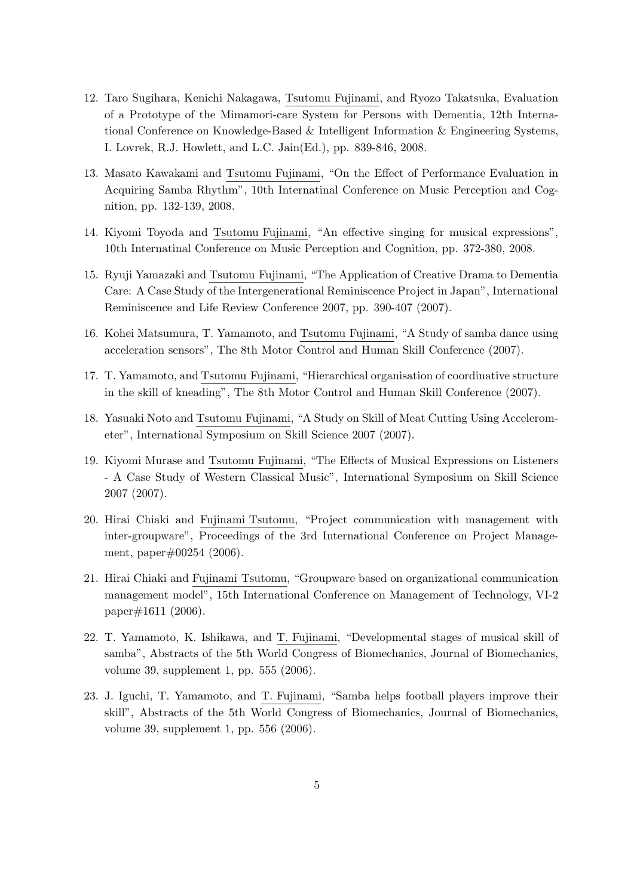12. Taro Sugihara, Kenichi Nakagawa, Tsutomu Fujinami, and Ryozo Takatsuka, Evaluation of a Prototype of the Mimamori-care System for Persons with Dementia, 12th International Conference on Knowledge-Based & Intelligent Information & Engineering Systems, I. Lovrek, R.J. Howlett, and L.C. Jain(Ed.), pp. 839-846, 2008.

13. Masato Kawakami and Tsutomu Fujinami, "On the Effect of Performance Evaluation in Acquiring Samba Rhythm", 10th Internatinal Conference on Music Perception and Cognition, pp. 132-139, 2008.

14. Kiyomi Toyoda and Tsutomu Fujinami, "An effective singing for musical expressions", 10th Internatinal Conference on Music Perception and Cognition, pp. 372-380, 2008.

15. Ryuji Yamazaki and Tsutomu Fujinami, "The Application of Creative Drama to Dementia Care: A Case Study of the Intergenerational Reminiscence Project in Japan", International Reminiscence and Life Review Conference 2007, pp. 390-407 (2007).

16. Kohei Matsumura, T. Yamamoto, and Tsutomu Fujinami, "A Study of samba dance using acceleration sensors", The 8th Motor Control and Human Skill Conference (2007).

17. T. Yamamoto, and Tsutomu Fujinami, "Hierarchical organisation of coordinative structure in the skill of kneading", The 8th Motor Control and Human Skill Conference (2007).

18. Yasuaki Noto and Tsutomu Fujinami, "A Study on Skill of Meat Cutting Using Accelerometer", International Symposium on Skill Science 2007 (2007).

19. Kiyomi Murase and Tsutomu Fujinami, "The Effects of Musical Expressions on Listeners - A Case Study of Western Classical Music", International Symposium on Skill Science 2007 (2007).

20. Hirai Chiaki and Fujinami Tsutomu, "Project communication with management with inter-groupware", Proceedings of the 3rd International Conference on Project Management, paper#00254 (2006).

21. Hirai Chiaki and Fujinami Tsutomu, "Groupware based on organizational communication management model", 15th International Conference on Management of Technology, VI-2 paper#1611 (2006).

22. T. Yamamoto, K. Ishikawa, and T. Fujinami, "Developmental stages of musical skill of samba", Abstracts of the 5th World Congress of Biomechanics, Journal of Biomechanics, volume 39, supplement 1, pp. 555 (2006).

23. J. Iguchi, T. Yamamoto, and T. Fujinami, "Samba helps football players improve their skill", Abstracts of the 5th World Congress of Biomechanics, Journal of Biomechanics, volume 39, supplement 1, pp. 556 (2006).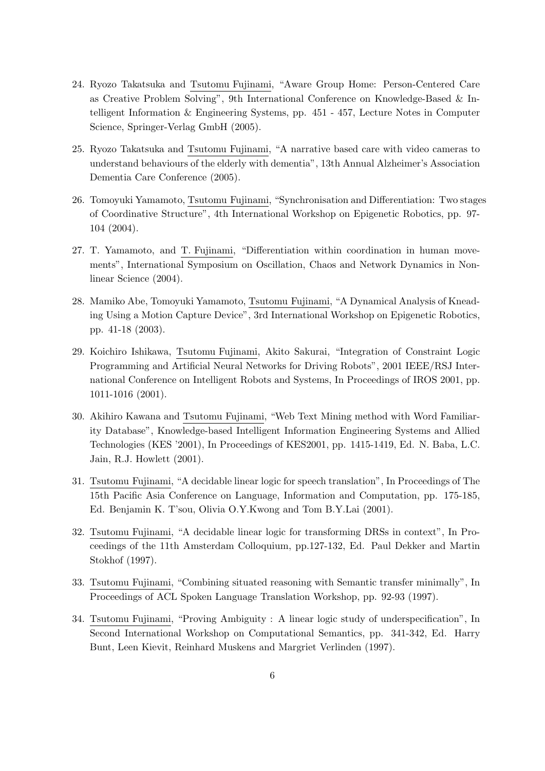24. Ryozo Takatsuka and Tsutomu Fujinami, "Aware Group Home: Person-Centered Care as Creative Problem Solving", 9th International Conference on Knowledge-Based & Intelligent Information & Engineering Systems, pp. 451 - 457, Lecture Notes in Computer Science, Springer-Verlag GmbH (2005).

25. Ryozo Takatsuka and Tsutomu Fujinami, "A narrative based care with video cameras to understand behaviours of the elderly with dementia", 13th Annual Alzheimer's Association Dementia Care Conference (2005).

26. Tomoyuki Yamamoto, Tsutomu Fujinami, "Synchronisation and Differentiation: Two stages of Coordinative Structure", 4th International Workshop on Epigenetic Robotics, pp. 97-104 (2004).

27. T. Yamamoto, and T. Fujinami, "Differentiation within coordination in human movements", International Symposium on Oscillation, Chaos and Network Dynamics in Nonlinear Science (2004).

28. Mamiko Abe, Tomoyuki Yamamoto, Tsutomu Fujinami, "A Dynamical Analysis of Kneading Using a Motion Capture Device", 3rd International Workshop on Epigenetic Robotics, pp. 41-18 (2003).

29. Koichiro Ishikawa, Tsutomu Fujinami, Akito Sakurai, "Integration of Constraint Logic Programming and Artificial Neural Networks for Driving Robots", 2001 IEEE/RSJ International Conference on Intelligent Robots and Systems, In Proceedings of IROS 2001, pp. 1011-1016 (2001).

30. Akihiro Kawana and Tsutomu Fujinami, "Web Text Mining method with Word Familiarity Database", Knowledge-based Intelligent Information Engineering Systems and Allied Technologies (KES '2001), In Proceedings of KES2001, pp. 1415-1419, Ed. N. Baba, L.C. Jain, R.J. Howlett (2001).

31. Tsutomu Fujinami, "A decidable linear logic for speech translation", In Proceedings of The 15th Pacific Asia Conference on Language, Information and Computation, pp. 175-185, Ed. Benjamin K. T'sou, Olivia O.Y.Kwong and Tom B.Y.Lai (2001).

32. Tsutomu Fujinami, "A decidable linear logic for transforming DRSs in context", In Proceedings of the 11th Amsterdam Colloquium, pp.127-132, Ed. Paul Dekker and Martin Stokhof (1997).

33. Tsutomu Fujinami, "Combining situated reasoning with Semantic transfer minimally", In Proceedings of ACL Spoken Language Translation Workshop, pp. 92-93 (1997).

34. Tsutomu Fujinami, "Proving Ambiguity : A linear logic study of underspecification", In Second International Workshop on Computational Semantics, pp. 341-342, Ed. Harry Bunt, Leen Kievit, Reinhard Muskens and Margriet Verlinden (1997).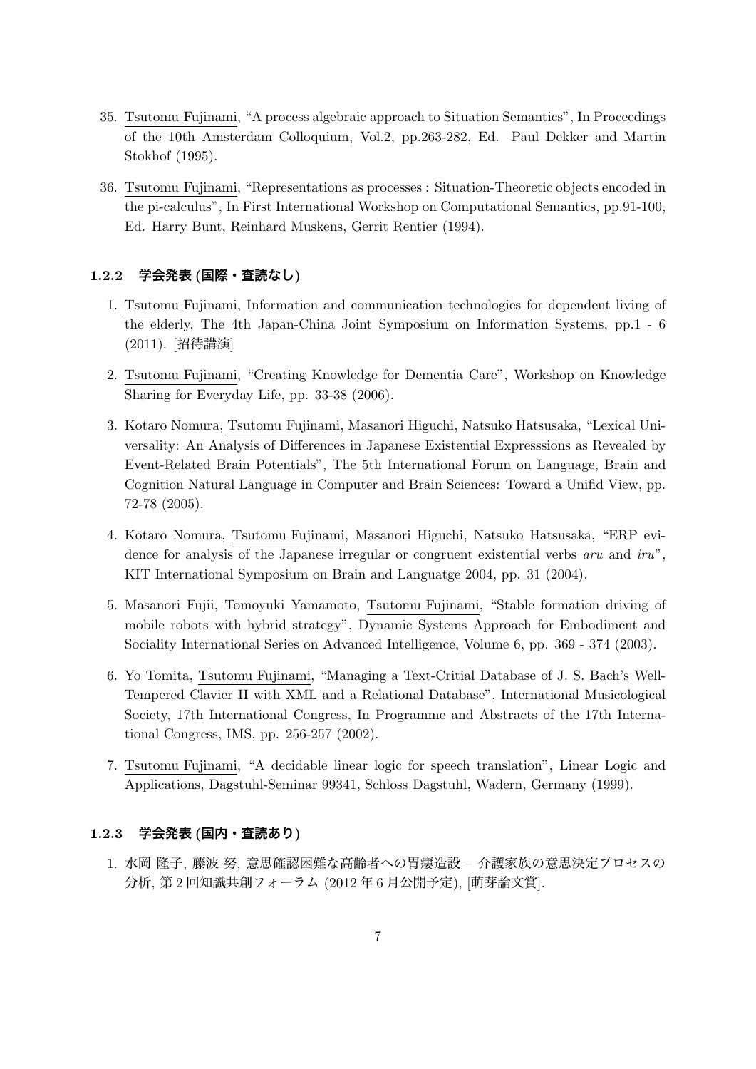35. Tsutomu Fujinami, "A process algebraic approach to Situation Semantics", In Proceedings of the 10th Amsterdam Colloquium, Vol.2, pp.263-282, Ed. Paul Dekker and Martin Stokhof (1995).

36. Tsutomu Fujinami, "Representations as processes : Situation-Theoretic objects encoded in the pi-calculus", In First International Workshop on Computational Semantics, pp.91-100, Ed. Harry Bunt, Reinhard Muskens, Gerrit Rentier (1994).

### 1.2.2 学会発表 (国際・査読なし)

1. Tsutomu Fujinami, Information and communication technologies for dependent living of the elderly, The 4th Japan-China Joint Symposium on Information Systems, pp.1 - 6 (2011). [招待講演]

2. Tsutomu Fujinami, "Creating Knowledge for Dementia Care", Workshop on Knowledge Sharing for Everyday Life, pp. 33-38 (2006).

3. Kotaro Nomura, Tsutomu Fujinami, Masanori Higuchi, Natsuko Hatsusaka, "Lexical Universality: An Analysis of Differences in Japanese Existential Expresssions as Revealed by Event-Related Brain Potentials", The 5th International Forum on Language, Brain and Cognition Natural Language in Computer and Brain Sciences: Toward a Unifid View, pp. 72-78 (2005).

4. Kotaro Nomura, Tsutomu Fujinami, Masanori Higuchi, Natsuko Hatsusaka, "ERP evidence for analysis of the Japanese irregular or congruent existential verbs *aru* and *iru*", KIT International Symposium on Brain and Languatge 2004, pp. 31 (2004).

5. Masanori Fujii, Tomoyuki Yamamoto, Tsutomu Fujinami, "Stable formation driving of mobile robots with hybrid strategy", Dynamic Systems Approach for Embodiment and Sociality International Series on Advanced Intelligence, Volume 6, pp. 369 - 374 (2003).

6. Yo Tomita, Tsutomu Fujinami, "Managing a Text-Critial Database of J. S. Bach's Well-Tempered Clavier II with XML and a Relational Database", International Musicological Society, 17th International Congress, In Programme and Abstracts of the 17th International Congress, IMS, pp. 256-257 (2002).

7. Tsutomu Fujinami, "A decidable linear logic for speech translation", Linear Logic and Applications, Dagstuhl-Seminar 99341, Schloss Dagstuhl, Wadern, Germany (1999).

### 1.2.3 学会発表 (国内・査読あり)

1. 水岡 隆子, 藤波 努, 意思確認困難な高齢者への胃瘻造設 – 介護家族の意思決定プロセスの分析, 第 2 回知識共創フォーラム (2012 年 6 月公開予定), [萌芽論文賞].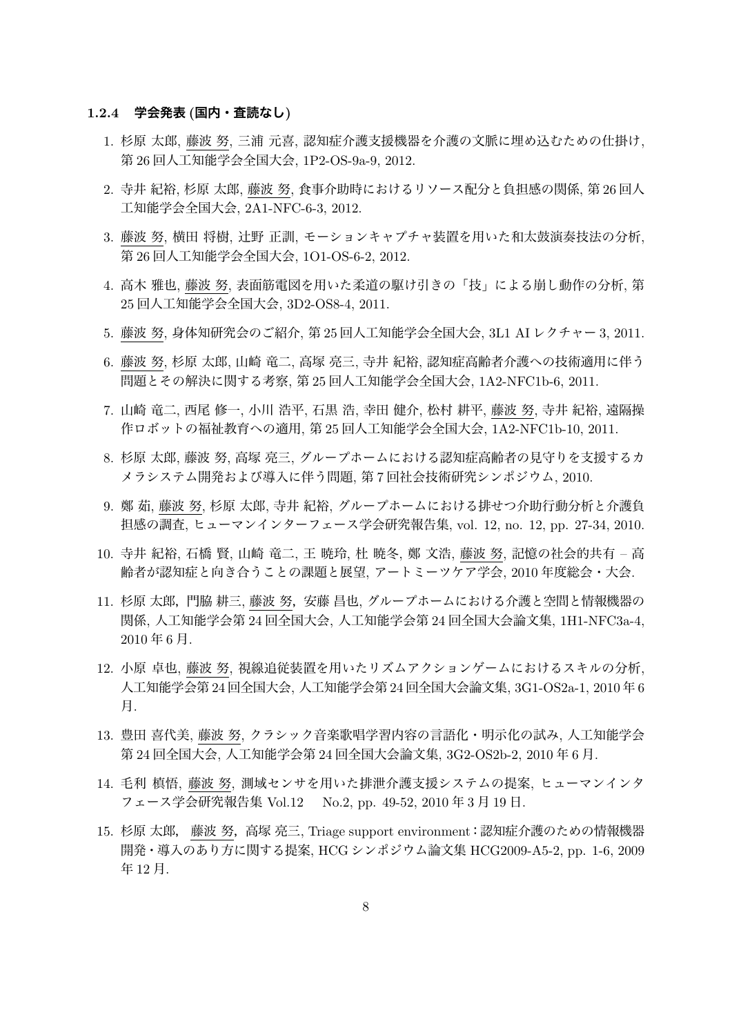#### 1.2.4 学会発表 (国内・査読なし)

1. 杉原 太郎, 藤波 努, 三浦 元喜, 認知症介護支援機器を介護の文脈に埋め込むための仕掛け, 第 26 回人工知能学会全国大会, 1P2-OS-9a-9, 2012.

2. 寺井 紀裕, 杉原 太郎, 藤波 努, 食事介助時におけるリソース配分と負担感の関係, 第 26 回人工知能学会全国大会, 2A1-NFC-6-3, 2012.

3. 藤波 努, 横田 将樹, 辻野 正訓, モーションキャプチャ装置を用いた和太鼓演奏技法の分析, 第 26 回人工知能学会全国大会, 1O1-OS-6-2, 2012.

4. 高木 雅也, 藤波 努, 表面筋電図を用いた柔道の駆け引きの「技」による崩し動作の分析, 第 25 回人工知能学会全国大会, 3D2-OS8-4, 2011.

5. 藤波 努, 身体知研究会のご紹介, 第 25 回人工知能学会全国大会, 3L1 AI レクチャー 3, 2011.

6. 藤波 努, 杉原 太郎, 山崎 竜二, 高塚 亮三, 寺井 紀裕, 認知症高齢者介護への技術適用に伴う問題とその解決に関する考察, 第 25 回人工知能学会全国大会, 1A2-NFC1b-6, 2011.

7. 山崎 竜二, 西尾 修一, 小川 浩平, 石黒 浩, 幸田 健介, 松村 耕平, 藤波 努, 寺井 紀裕, 遠隔操作ロボットの福祉教育への適用, 第 25 回人工知能学会全国大会, 1A2-NFC1b-10, 2011.

8. 杉原 太郎, 藤波 努, 高塚 亮三, グループホームにおける認知症高齢者の見守りを支援するカメラシステム開発および導入に伴う問題, 第 7 回社会技術研究シンポジウム, 2010.

9. 鄭 茹, 藤波 努, 杉原 太郎, 寺井 紀裕, グループホームにおける排せつ介助行動分析と介護負担感の調査, ヒューマンインターフェース学会研究報告集, vol. 12, no. 12, pp. 27-34, 2010.

10. 寺井 紀裕, 石橋 賢, 山崎 竜二, 王 暁玲, 杜 暁冬, 鄭 文浩, 藤波 努, 記憶の社会的共有 – 高齢者が認知症と向き合うことの課題と展望, アートミーツケア学会, 2010 年度総会・大会.

11. 杉原 太郎, 門脇 耕三, 藤波 努, 安藤 昌也, グループホームにおける介護と空間と情報機器の関係, 人工知能学会第 24 回全国大会, 人工知能学会第 24 回全国大会論文集, 1H1-NFC3a-4, 2010 年 6 月.

12. 小原 卓也, 藤波 努, 視線追従装置を用いたリズムアクションゲームにおけるスキルの分析, 人工知能学会第 24 回全国大会, 人工知能学会第 24 回全国大会論文集, 3G1-OS2a-1, 2010 年 6 月.

13. 豊田 喜代美, 藤波 努, クラシック音楽歌唱学習内容の言語化・明示化の試み, 人工知能学会第 24 回全国大会, 人工知能学会第 24 回全国大会論文集, 3G2-OS2b-2, 2010 年 6 月.

14. 毛利 槙悟, 藤波 努, 測域センサを用いた排泄介護支援システムの提案, ヒューマンインタフェース学会研究報告集 Vol.12 No.2, pp. 49-52, 2010 年 3 月 19 日.

15. 杉原 太郎, 藤波 努, 高塚 亮三, Triage support environment：認知症介護のための情報機器開発・導入のあり方に関する提案, HCG シンポジウム論文集 HCG2009-A5-2, pp. 1-6, 2009 年 12 月.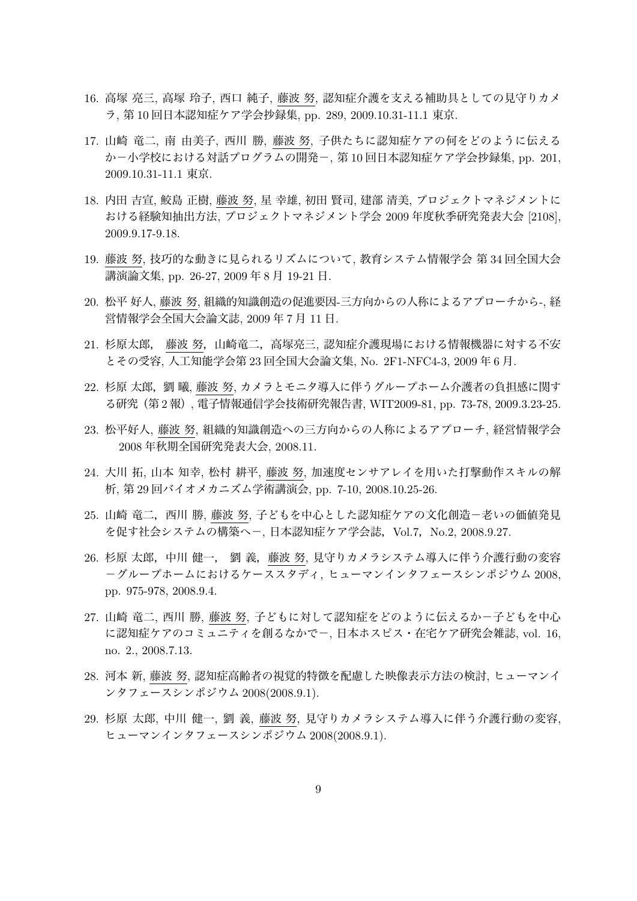16. 高塚 亮三, 高塚 玲子, 西口 純子, 藤波 努, 認知症介護を支える補助具としての見守りカメラ, 第 10 回日本認知症ケア学会抄録集, pp. 289, 2009.10.31-11.1 東京.

17. 山崎 竜二, 南 由美子, 西川 勝, 藤波 努, 子供たちに認知症ケアの何をどのように伝えるか−小学校における対話プログラムの開発−, 第 10 回日本認知症ケア学会抄録集, pp. 201, 2009.10.31-11.1 東京.

18. 内田 吉宣, 鮫島 正樹, 藤波 努, 星 幸雄, 初田 賢司, 建部 清美, プロジェクトマネジメントにおける経験知抽出方法, プロジェクトマネジメント学会 2009 年度秋季研究発表大会 [2108], 2009.9.17-9.18.

19. 藤波 努, 技巧的な動きに見られるリズムについて, 教育システム情報学会 第 34 回全国大会講演論文集, pp. 26-27, 2009 年 8 月 19-21 日.

20. 松平 好人, 藤波 努, 組織的知識創造の促進要因-三方向からの人称によるアプローチから-, 経営情報学会全国大会論文誌, 2009 年 7 月 11 日.

21. 杉原太郎, 藤波 努, 山崎竜二, 高塚亮三, 認知症介護現場における情報機器に対する不安とその受容, 人工知能学会第 23 回全国大会論文集, No. 2F1-NFC4-3, 2009 年 6 月.

22. 杉原 太郎, 劉 曦, 藤波 努, カメラとモニタ導入に伴うグループホーム介護者の負担感に関する研究（第 2 報）, 電子情報通信学会技術研究報告書, WIT2009-81, pp. 73-78, 2009.3.23-25.

23. 松平好人, 藤波 努, 組織的知識創造への三方向からの人称によるアプローチ, 経営情報学会 2008 年秋期全国研究発表大会, 2008.11.

24. 大川 拓, 山本 知幸, 松村 耕平, 藤波 努, 加速度センサアレイを用いた打撃動作スキルの解析, 第 29 回バイオメカニズム学術講演会, pp. 7-10, 2008.10.25-26.

25. 山崎 竜二, 西川 勝, 藤波 努, 子どもを中心とした認知症ケアの文化創造−老いの価値発見を促す社会システムの構築へ−, 日本認知症ケア学会誌, Vol.7, No.2, 2008.9.27.

26. 杉原 太郎, 中川 健一, 劉 義, 藤波 努, 見守りカメラシステム導入に伴う介護行動の変容−グループホームにおけるケーススタディ, ヒューマンインタフェースシンポジウム 2008, pp. 975-978, 2008.9.4.

27. 山崎 竜二, 西川 勝, 藤波 努, 子どもに対して認知症をどのように伝えるか−子どもを中心に認知症ケアのコミュニティを創るなかで−, 日本ホスピス・在宅ケア研究会雑誌, vol. 16, no. 2., 2008.7.13.

28. 河本 新, 藤波 努, 認知症高齢者の視覚的特徴を配慮した映像表示方法の検討, ヒューマンインタフェースシンポジウム 2008(2008.9.1).

29. 杉原 太郎, 中川 健一, 劉 義, 藤波 努, 見守りカメラシステム導入に伴う介護行動の変容, ヒューマンインタフェースシンポジウム 2008(2008.9.1).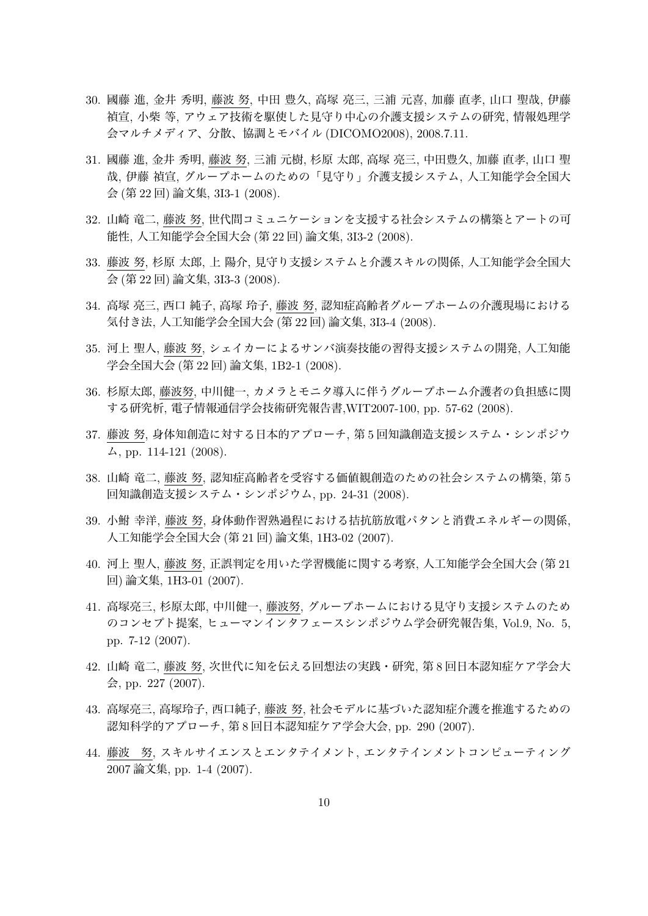30. 國藤 進, 金井 秀明, 藤波 努, 中田 豊久, 高塚 亮三, 三浦 元喜, 加藤 直孝, 山口 聖哉, 伊藤 禎宣, 小柴 等, アウェア技術を駆使した見守り中心の介護支援システムの研究, 情報処理学会マルチメディア、分散、協調とモバイル (DICOMO2008), 2008.7.11.

31. 國藤 進, 金井 秀明, 藤波 努, 三浦 元樹, 杉原 太郎, 高塚 亮三, 中田豊久, 加藤 直孝, 山口 聖哉, 伊藤 禎宣, グループホームのための「見守り」介護支援システム, 人工知能学会全国大会 (第 22 回) 論文集, 3I3-1 (2008).

32. 山崎 竜二, 藤波 努, 世代間コミュニケーションを支援する社会システムの構築とアートの可能性, 人工知能学会全国大会 (第 22 回) 論文集, 3I3-2 (2008).

33. 藤波 努, 杉原 太郎, 上 陽介, 見守り支援システムと介護スキルの関係, 人工知能学会全国大会 (第 22 回) 論文集, 3I3-3 (2008).

34. 高塚 亮三, 西口 純子, 高塚 玲子, 藤波 努, 認知症高齢者グループホームの介護現場における気付き法, 人工知能学会全国大会 (第 22 回) 論文集, 3I3-4 (2008).

35. 河上 聖人, 藤波 努, シェイカーによるサンバ演奏技能の習得支援システムの開発, 人工知能学会全国大会 (第 22 回) 論文集, 1B2-1 (2008).

36. 杉原太郎, 藤波努, 中川健一, カメラとモニタ導入に伴うグループホーム介護者の負担感に関する研究析, 電子情報通信学会技術研究報告書,WIT2007-100, pp. 57-62 (2008).

37. 藤波 努, 身体知創造に対する日本的アプローチ, 第 5 回知識創造支援システム・シンポジウム, pp. 114-121 (2008).

38. 山崎 竜二, 藤波 努, 認知症高齢者を受容する価値観創造のための社会システムの構築, 第 5 回知識創造支援システム・シンポジウム, pp. 24-31 (2008).

39. 小鮒 幸洋, 藤波 努, 身体動作習熟過程における拮抗筋放電パタンと消費エネルギーの関係, 人工知能学会全国大会 (第 21 回) 論文集, 1H3-02 (2007).

40. 河上 聖人, 藤波 努, 正誤判定を用いた学習機能に関する考察, 人工知能学会全国大会 (第 21 回) 論文集, 1H3-01 (2007).

41. 高塚亮三, 杉原太郎, 中川健一, 藤波努, グループホームにおける見守り支援システムのためのコンセプト提案, ヒューマンインタフェースシンポジウム学会研究報告集, Vol.9, No. 5, pp. 7-12 (2007).

42. 山崎 竜二, 藤波 努, 次世代に知を伝える回想法の実践・研究, 第 8 回日本認知症ケア学会大会, pp. 227 (2007).

43. 高塚亮三, 高塚玲子, 西口純子, 藤波 努, 社会モデルに基づいた認知症介護を推進するための認知科学的アプローチ, 第 8 回日本認知症ケア学会大会, pp. 290 (2007).

44. 藤波　努, スキルサイエンスとエンタテイメント, エンタテインメントコンピューティング 2007 論文集, pp. 1-4 (2007).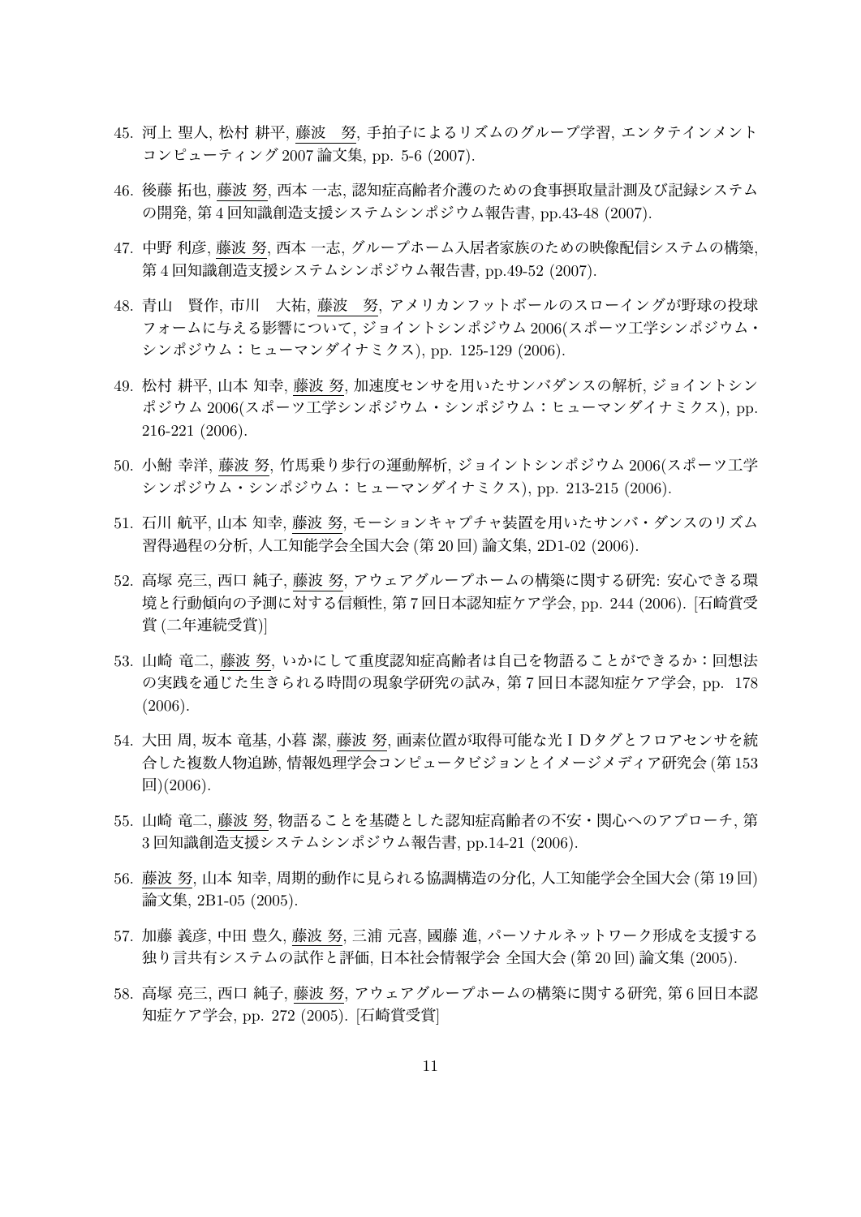45. 河上 聖人, 松村 耕平, 藤波　努, 手拍子によるリズムのグループ学習, エンタテインメントコンピューティング 2007 論文集, pp. 5-6 (2007).

46. 後藤 拓也, 藤波 努, 西本 一志, 認知症高齢者介護のための食事摂取量計測及び記録システムの開発, 第 4 回知識創造支援システムシンポジウム報告書, pp.43-48 (2007).

47. 中野 利彦, 藤波 努, 西本 一志, グループホーム入居者家族のための映像配信システムの構築, 第 4 回知識創造支援システムシンポジウム報告書, pp.49-52 (2007).

48. 青山　賢作, 市川　大祐, 藤波　努, アメリカンフットボールのスローイングが野球の投球フォームに与える影響について, ジョイントシンポジウム 2006(スポーツ工学シンポジウム・シンポジウム：ヒューマンダイナミクス), pp. 125-129 (2006).

49. 松村 耕平, 山本 知幸, 藤波 努, 加速度センサを用いたサンバダンスの解析, ジョイントシンポジウム 2006(スポーツ工学シンポジウム・シンポジウム：ヒューマンダイナミクス), pp. 216-221 (2006).

50. 小鮒 幸洋, 藤波 努, 竹馬乗り歩行の運動解析, ジョイントシンポジウム 2006(スポーツ工学シンポジウム・シンポジウム：ヒューマンダイナミクス), pp. 213-215 (2006).

51. 石川 航平, 山本 知幸, 藤波 努, モーションキャプチャ装置を用いたサンバ・ダンスのリズム習得過程の分析, 人工知能学会全国大会 (第 20 回) 論文集, 2D1-02 (2006).

52. 高塚 亮三, 西口 純子, 藤波 努, アウェアグループホームの構築に関する研究: 安心できる環境と行動傾向の予測に対する信頼性, 第 7 回日本認知症ケア学会, pp. 244 (2006). [石崎賞受賞 (二年連続受賞)]

53. 山崎 竜二, 藤波 努, いかにして重度認知症高齢者は自己を物語ることができるか：回想法の実践を通じた生きられる時間の現象学研究の試み, 第 7 回日本認知症ケア学会, pp. 178 (2006).

54. 大田 周, 坂本 竜基, 小暮 潔, 藤波 努, 画素位置が取得可能な光ＩＤタグとフロアセンサを統合した複数人物追跡, 情報処理学会コンピュータビジョンとイメージメディア研究会 (第 153 回)(2006).

55. 山崎 竜二, 藤波 努, 物語ることを基礎とした認知症高齢者の不安・関心へのアプローチ, 第 3 回知識創造支援システムシンポジウム報告書, pp.14-21 (2006).

56. 藤波 努, 山本 知幸, 周期的動作に見られる協調構造の分化, 人工知能学会全国大会 (第 19 回) 論文集, 2B1-05 (2005).

57. 加藤 義彦, 中田 豊久, 藤波 努, 三浦 元喜, 國藤 進, パーソナルネットワーク形成を支援する独り言共有システムの試作と評価, 日本社会情報学会 全国大会 (第 20 回) 論文集 (2005).

58. 高塚 亮三, 西口 純子, 藤波 努, アウェアグループホームの構築に関する研究, 第 6 回日本認知症ケア学会, pp. 272 (2005). [石崎賞受賞]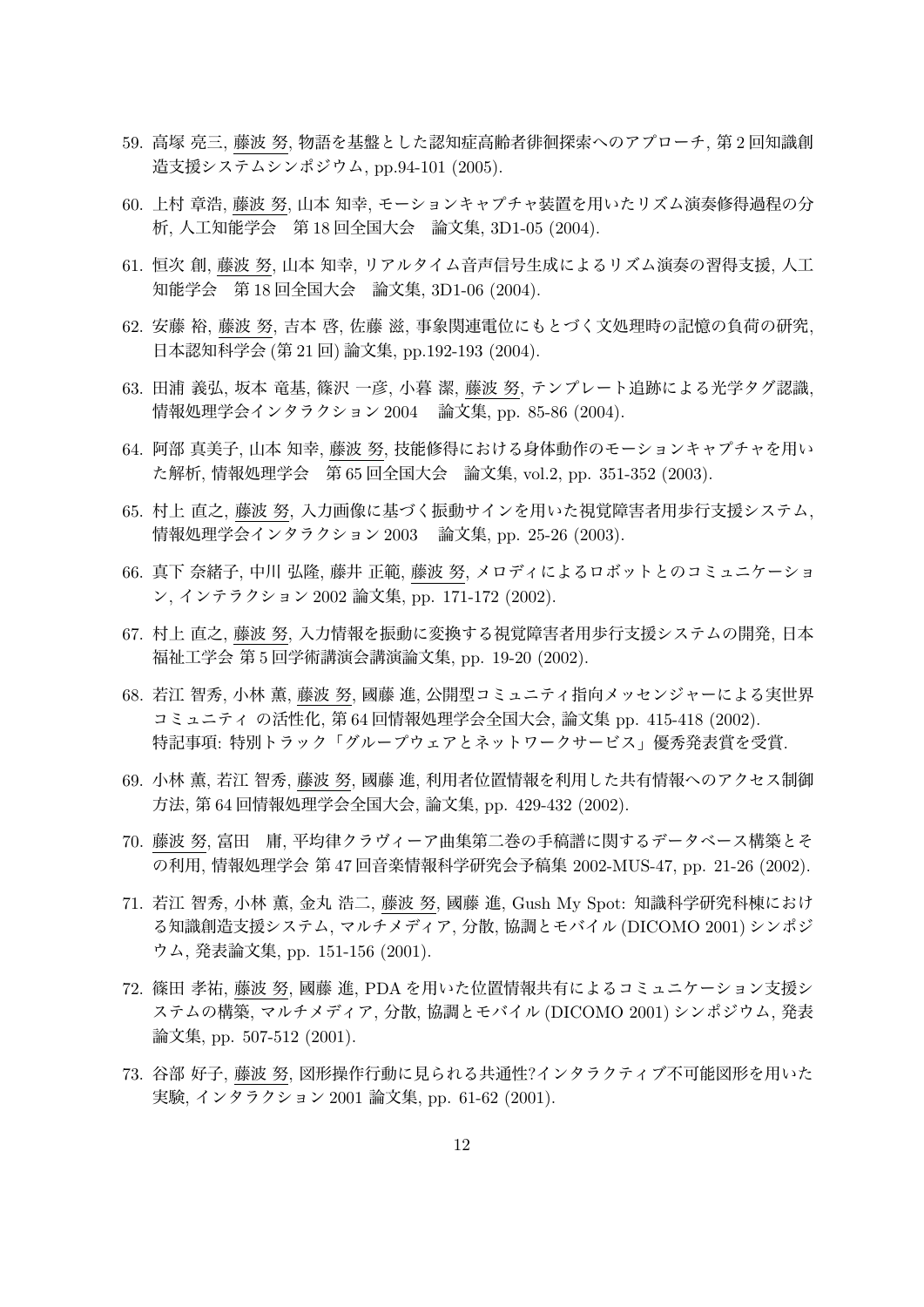59. 高塚 亮三, 藤波 努, 物語を基盤とした認知症高齢者徘徊探索へのアプローチ, 第 2 回知識創造支援システムシンポジウム, pp.94-101 (2005).

60. 上村 章浩, 藤波 努, 山本 知幸, モーションキャプチャ装置を用いたリズム演奏修得過程の分析, 人工知能学会　第 18 回全国大会　論文集, 3D1-05 (2004).

61. 恒次 創, 藤波 努, 山本 知幸, リアルタイム音声信号生成によるリズム演奏の習得支援, 人工知能学会　第 18 回全国大会　論文集, 3D1-06 (2004).

62. 安藤 裕, 藤波 努, 吉本 啓, 佐藤 滋, 事象関連電位にもとづく文処理時の記憶の負荷の研究, 日本認知科学会 (第 21 回) 論文集, pp.192-193 (2004).

63. 田浦 義弘, 坂本 竜基, 篠沢 一彦, 小暮 潔, 藤波 努, テンプレート追跡による光学タグ認識, 情報処理学会インタラクション 2004　論文集, pp. 85-86 (2004).

64. 阿部 真美子, 山本 知幸, 藤波 努, 技能修得における身体動作のモーションキャプチャを用いた解析, 情報処理学会　第 65 回全国大会　論文集, vol.2, pp. 351-352 (2003).

65. 村上 直之, 藤波 努, 入力画像に基づく振動サインを用いた視覚障害者用歩行支援システム, 情報処理学会インタラクション 2003　論文集, pp. 25-26 (2003).

66. 真下 奈緒子, 中川 弘隆, 藤井 正範, 藤波 努, メロディによるロボットとのコミュニケーション, インテラクション 2002 論文集, pp. 171-172 (2002).

67. 村上 直之, 藤波 努, 入力情報を振動に変換する視覚障害者用歩行支援システムの開発, 日本福祉工学会 第 5 回学術講演会講演論文集, pp. 19-20 (2002).

68. 若江 智秀, 小林 薫, 藤波 努, 國藤 進, 公開型コミュニティ指向メッセンジャーによる実世界コミュニティ の活性化, 第 64 回情報処理学会全国大会, 論文集 pp. 415-418 (2002).
特記事項: 特別トラック「グループウェアとネットワークサービス」優秀発表賞を受賞.

69. 小林 薫, 若江 智秀, 藤波 努, 國藤 進, 利用者位置情報を利用した共有情報へのアクセス制御方法, 第 64 回情報処理学会全国大会, 論文集, pp. 429-432 (2002).

70. 藤波 努, 富田　庸, 平均律クラヴィーア曲集第二巻の手稿譜に関するデータベース構築とその利用, 情報処理学会 第 47 回音楽情報科学研究会予稿集 2002-MUS-47, pp. 21-26 (2002).

71. 若江 智秀, 小林 薫, 金丸 浩二, 藤波 努, 國藤 進, Gush My Spot: 知識科学研究科棟における知識創造支援システム, マルチメディア, 分散, 協調とモバイル (DICOMO 2001) シンポジウム, 発表論文集, pp. 151-156 (2001).

72. 篠田 孝祐, 藤波 努, 國藤 進, PDA を用いた位置情報共有によるコミュニケーション支援システムの構築, マルチメディア, 分散, 協調とモバイル (DICOMO 2001) シンポジウム, 発表論文集, pp. 507-512 (2001).

73. 谷部 好子, 藤波 努, 図形操作行動に見られる共通性?インタラクティブ不可能図形を用いた実験, インタラクション 2001 論文集, pp. 61-62 (2001).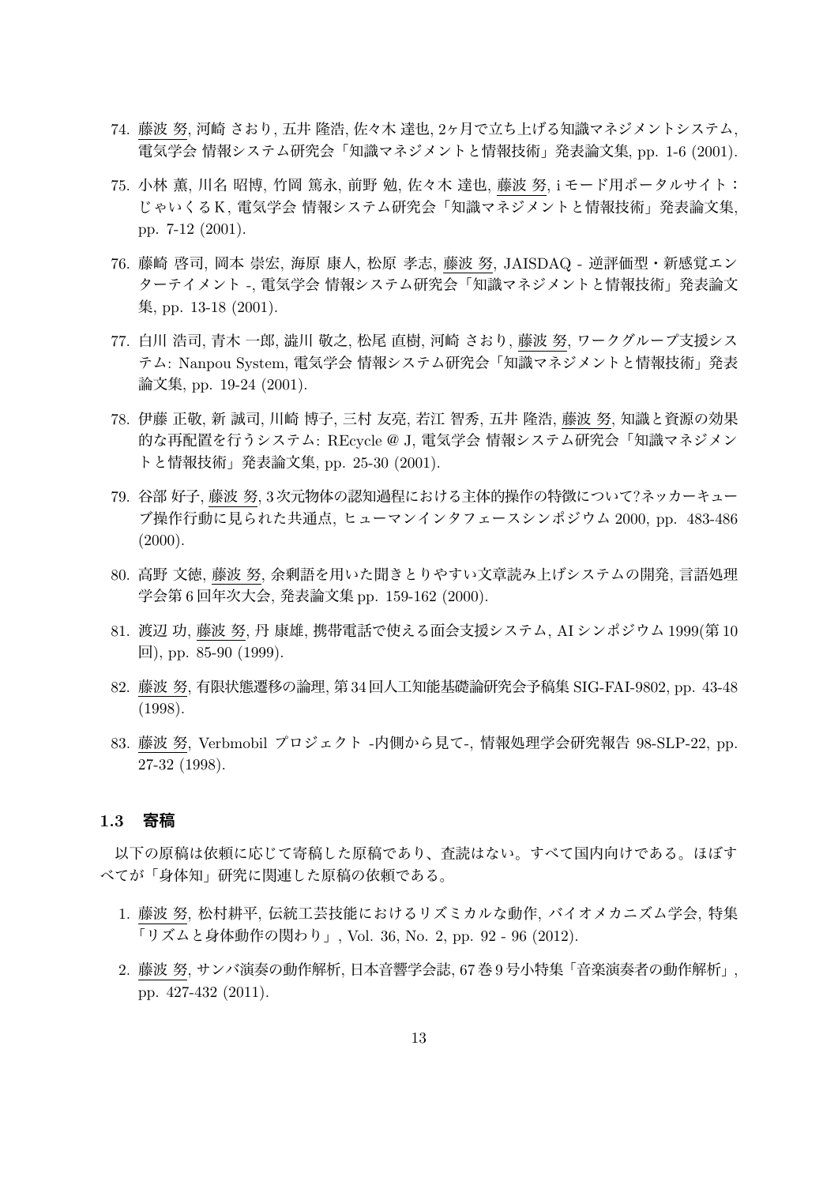74. 藤波 努, 河崎 さおり, 五井 隆浩, 佐々木 達也, 2ヶ月で立ち上げる知識マネジメントシステム, 電気学会 情報システム研究会「知識マネジメントと情報技術」発表論文集, pp. 1-6 (2001).

75. 小林 薫, 川名 昭博, 竹岡 篤永, 前野 勉, 佐々木 達也, 藤波 努, i モード用ポータルサイト：じゃいくるK, 電気学会 情報システム研究会「知識マネジメントと情報技術」発表論文集, pp. 7-12 (2001).

76. 藤崎 啓司, 岡本 崇宏, 海原 康人, 松原 孝志, 藤波 努, JAISDAQ - 逆評価型・新感覚エンターテイメント -, 電気学会 情報システム研究会「知識マネジメントと情報技術」発表論文集, pp. 13-18 (2001).

77. 白川 浩司, 青木 一郎, 澁川 敬之, 松尾 直樹, 河崎 さおり, 藤波 努, ワークグループ支援システム: Nanpou System, 電気学会 情報システム研究会「知識マネジメントと情報技術」発表論文集, pp. 19-24 (2001).

78. 伊藤 正敬, 新 誠司, 川崎 博子, 三村 友亮, 若江 智秀, 五井 隆浩, 藤波 努, 知識と資源の効果的な再配置を行うシステム: REcycle @ J, 電気学会 情報システム研究会「知識マネジメントと情報技術」発表論文集, pp. 25-30 (2001).

79. 谷部 好子, 藤波 努, 3次元物体の認知過程における主体的操作の特徴について?ネッカーキューブ操作行動に見られた共通点, ヒューマンインタフェースシンポジウム 2000, pp. 483-486 (2000).

80. 高野 文徳, 藤波 努, 余剰語を用いた聞きとりやすい文章読み上げシステムの開発, 言語処理学会第6回年次大会, 発表論文集 pp. 159-162 (2000).

81. 渡辺 功, 藤波 努, 丹 康雄, 携帯電話で使える面会支援システム, AI シンポジウム 1999(第10回), pp. 85-90 (1999).

82. 藤波 努, 有限状態遷移の論理, 第34回人工知能基礎論研究会予稿集 SIG-FAI-9802, pp. 43-48 (1998).

83. 藤波 努, Verbmobil プロジェクト -内側から見て-, 情報処理学会研究報告 98-SLP-22, pp. 27-32 (1998).

### 1.3 寄稿

以下の原稿は依頼に応じて寄稿した原稿であり、査読はない。すべて国内向けである。ほぼすべてが「身体知」研究に関連した原稿の依頼である。

1. 藤波 努, 松村耕平, 伝統工芸技能におけるリズミカルな動作, バイオメカニズム学会, 特集「リズムと身体動作の関わり」, Vol. 36, No. 2, pp. 92 - 96 (2012).

2. 藤波 努, サンバ演奏の動作解析, 日本音響学会誌, 67巻9号小特集「音楽演奏者の動作解析」, pp. 427-432 (2011).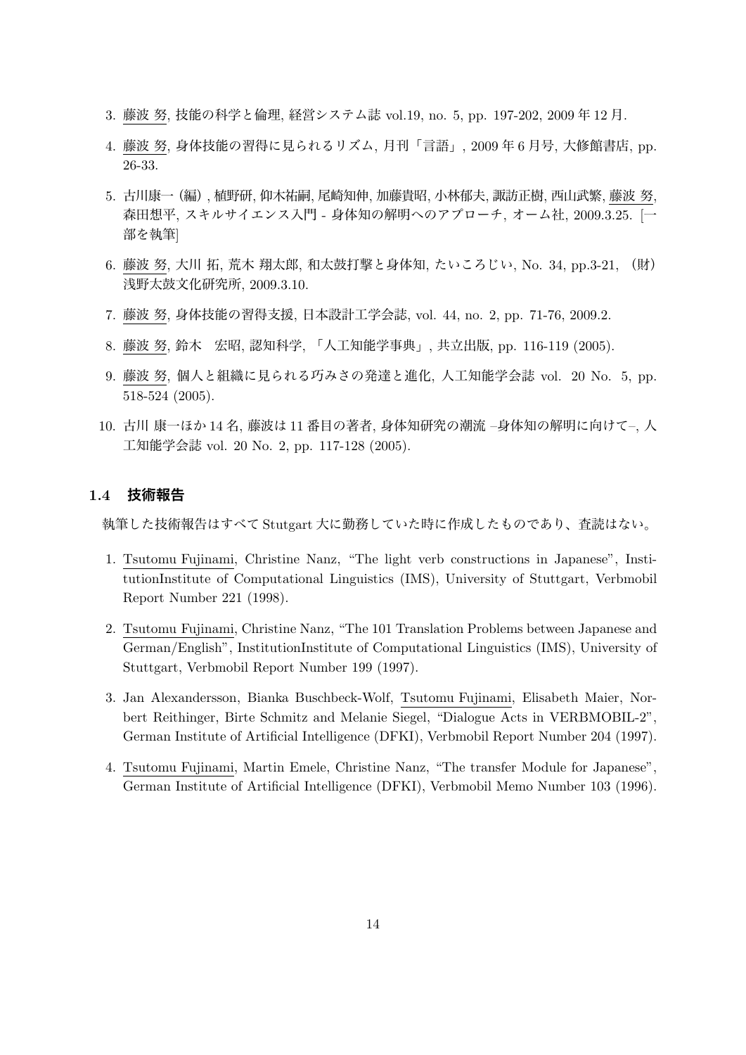3. 藤波 努, 技能の科学と倫理, 経営システム誌 vol.19, no. 5, pp. 197-202, 2009 年 12 月.

4. 藤波 努, 身体技能の習得に見られるリズム, 月刊「言語」, 2009 年 6 月号, 大修館書店, pp. 26-33.

5. 古川康一 (編) , 植野研, 仰木祐嗣, 尾崎知伸, 加藤貴昭, 小林郁夫, 諏訪正樹, 西山武繁, 藤波 努, 森田想平, スキルサイエンス入門 - 身体知の解明へのアプローチ, オーム社, 2009.3.25. [一部を執筆]

6. 藤波 努, 大川 拓, 荒木 翔太郎, 和太鼓打撃と身体知, たいころじい, No. 34, pp.3-21, (財) 浅野太鼓文化研究所, 2009.3.10.

7. 藤波 努, 身体技能の習得支援, 日本設計工学会誌, vol. 44, no. 2, pp. 71-76, 2009.2.

8. 藤波 努, 鈴木　宏昭, 認知科学, 「人工知能学事典」, 共立出版, pp. 116-119 (2005).

9. 藤波 努, 個人と組織に見られる巧みさの発達と進化, 人工知能学会誌 vol. 20 No. 5, pp. 518-524 (2005).

10. 古川 康一ほか 14 名, 藤波は 11 番目の著者, 身体知研究の潮流 –身体知の解明に向けて–, 人工知能学会誌 vol. 20 No. 2, pp. 117-128 (2005).

### 1.4 技術報告

執筆した技術報告はすべて Stutgart 大に勤務していた時に作成したものであり、査読はない。

1. Tsutomu Fujinami, Christine Nanz, "The light verb constructions in Japanese", InstitutionInstitute of Computational Linguistics (IMS), University of Stuttgart, Verbmobil Report Number 221 (1998).

2. Tsutomu Fujinami, Christine Nanz, "The 101 Translation Problems between Japanese and German/English", InstitutionInstitute of Computational Linguistics (IMS), University of Stuttgart, Verbmobil Report Number 199 (1997).

3. Jan Alexandersson, Bianka Buschbeck-Wolf, Tsutomu Fujinami, Elisabeth Maier, Norbert Reithinger, Birte Schmitz and Melanie Siegel, "Dialogue Acts in VERBMOBIL-2", German Institute of Artificial Intelligence (DFKI), Verbmobil Report Number 204 (1997).

4. Tsutomu Fujinami, Martin Emele, Christine Nanz, "The transfer Module for Japanese", German Institute of Artificial Intelligence (DFKI), Verbmobil Memo Number 103 (1996).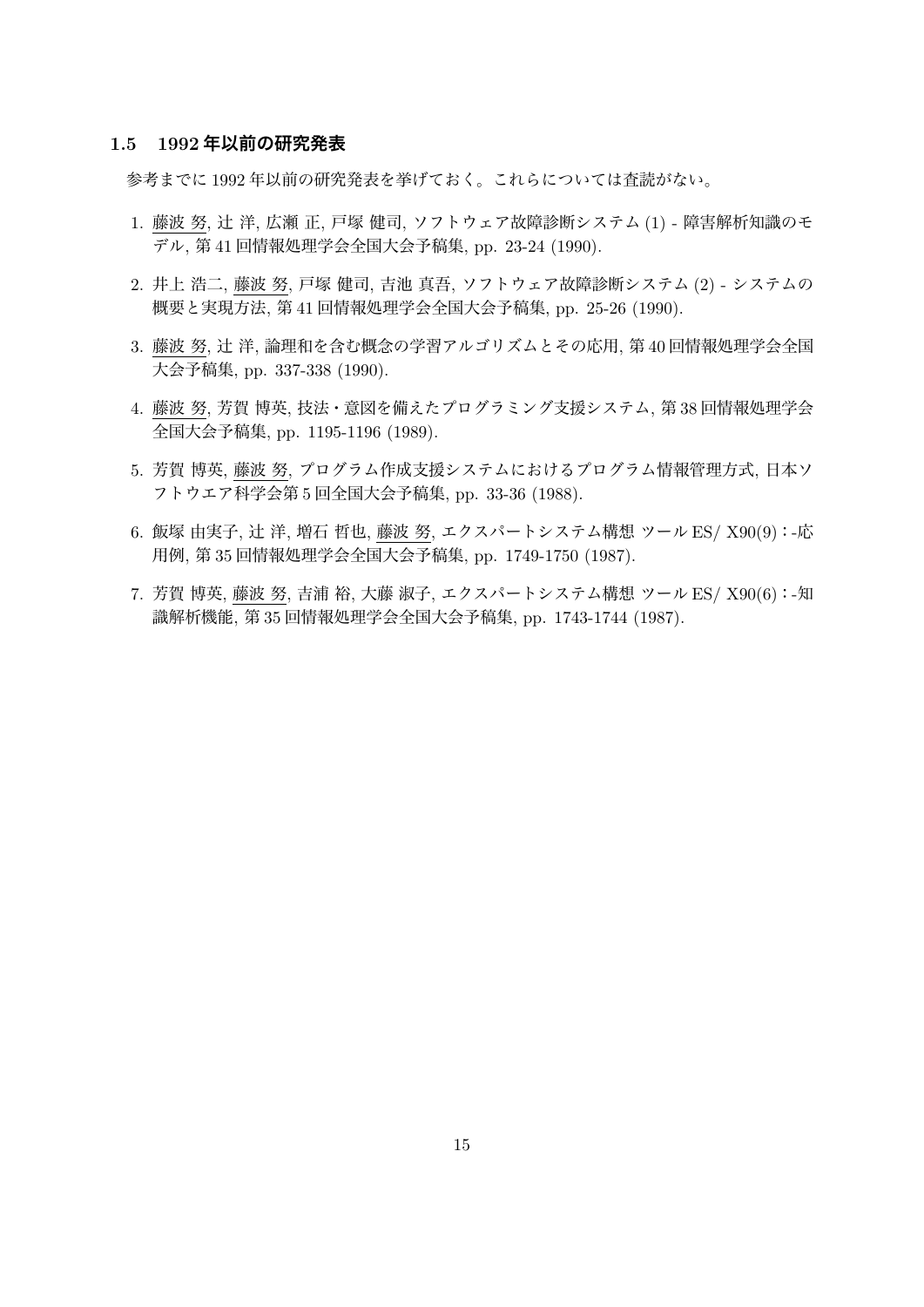### 1.5 1992 年以前の研究発表

参考までに 1992 年以前の研究発表を挙げておく。これらについては査読がない。

1. 藤波 努, 辻 洋, 広瀬 正, 戸塚 健司, ソフトウェア故障診断システム (1) - 障害解析知識のモデル, 第 41 回情報処理学会全国大会予稿集, pp. 23-24 (1990).

2. 井上 浩二, 藤波 努, 戸塚 健司, 吉池 真吾, ソフトウェア故障診断システム (2) - システムの概要と実現方法, 第 41 回情報処理学会全国大会予稿集, pp. 25-26 (1990).

3. 藤波 努, 辻 洋, 論理和を含む概念の学習アルゴリズムとその応用, 第 40 回情報処理学会全国大会予稿集, pp. 337-338 (1990).

4. 藤波 努, 芳賀 博英, 技法・意図を備えたプログラミング支援システム, 第 38 回情報処理学会全国大会予稿集, pp. 1195-1196 (1989).

5. 芳賀 博英, 藤波 努, プログラム作成支援システムにおけるプログラム情報管理方式, 日本ソフトウエア科学会第 5 回全国大会予稿集, pp. 33-36 (1988).

6. 飯塚 由実子, 辻 洋, 増石 哲也, 藤波 努, エクスパートシステム構想 ツール ES/ X90(9) : -応用例, 第 35 回情報処理学会全国大会予稿集, pp. 1749-1750 (1987).

7. 芳賀 博英, 藤波 努, 吉浦 裕, 大藤 淑子, エクスパートシステム構想 ツール ES/ X90(6) : -知識解析機能, 第 35 回情報処理学会全国大会予稿集, pp. 1743-1744 (1987).